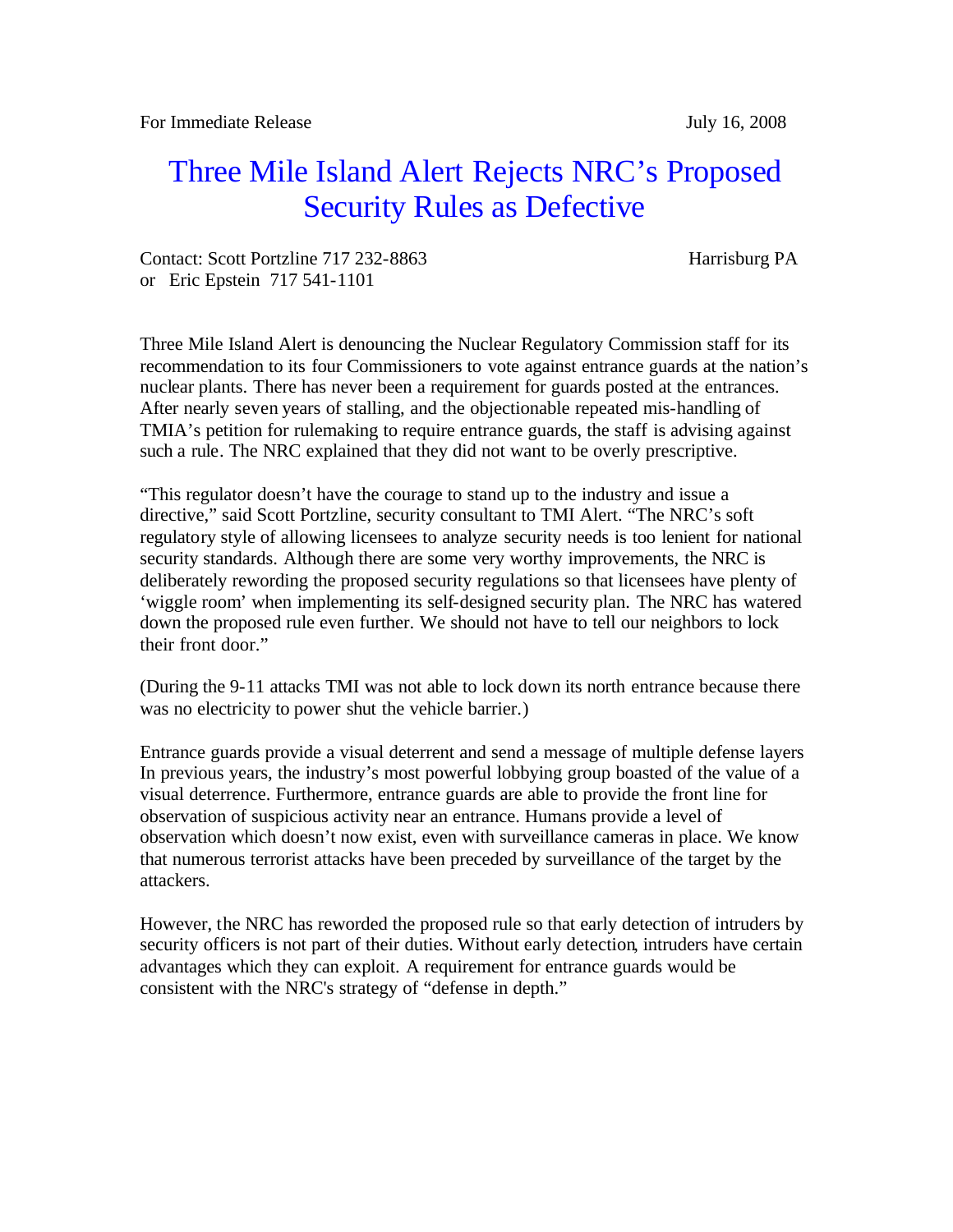For Immediate Release July 16, 2008

# Three Mile Island Alert Rejects NRC's Proposed Security Rules as Defective

Contact: Scott Portzline 717 232-8863 Harrisburg PA
or Eric Epstein 717 541-1101

Three Mile Island Alert is denouncing the Nuclear Regulatory Commission staff for its recommendation to its four Commissioners to vote against entrance guards at the nation's nuclear plants. There has never been a requirement for guards posted at the entrances. After nearly seven years of stalling, and the objectionable repeated mis-handling of TMIA's petition for rulemaking to require entrance guards, the staff is advising against such a rule. The NRC explained that they did not want to be overly prescriptive.

"This regulator doesn't have the courage to stand up to the industry and issue a directive," said Scott Portzline, security consultant to TMI Alert. "The NRC's soft regulatory style of allowing licensees to analyze security needs is too lenient for national security standards. Although there are some very worthy improvements, the NRC is deliberately rewording the proposed security regulations so that licensees have plenty of 'wiggle room' when implementing its self-designed security plan. The NRC has watered down the proposed rule even further. We should not have to tell our neighbors to lock their front door."

(During the 9-11 attacks TMI was not able to lock down its north entrance because there was no electricity to power shut the vehicle barrier.)

Entrance guards provide a visual deterrent and send a message of multiple defense layers In previous years, the industry's most powerful lobbying group boasted of the value of a visual deterrence. Furthermore, entrance guards are able to provide the front line for observation of suspicious activity near an entrance. Humans provide a level of observation which doesn't now exist, even with surveillance cameras in place. We know that numerous terrorist attacks have been preceded by surveillance of the target by the attackers.

However, the NRC has reworded the proposed rule so that early detection of intruders by security officers is not part of their duties. Without early detection, intruders have certain advantages which they can exploit. A requirement for entrance guards would be consistent with the NRC's strategy of "defense in depth."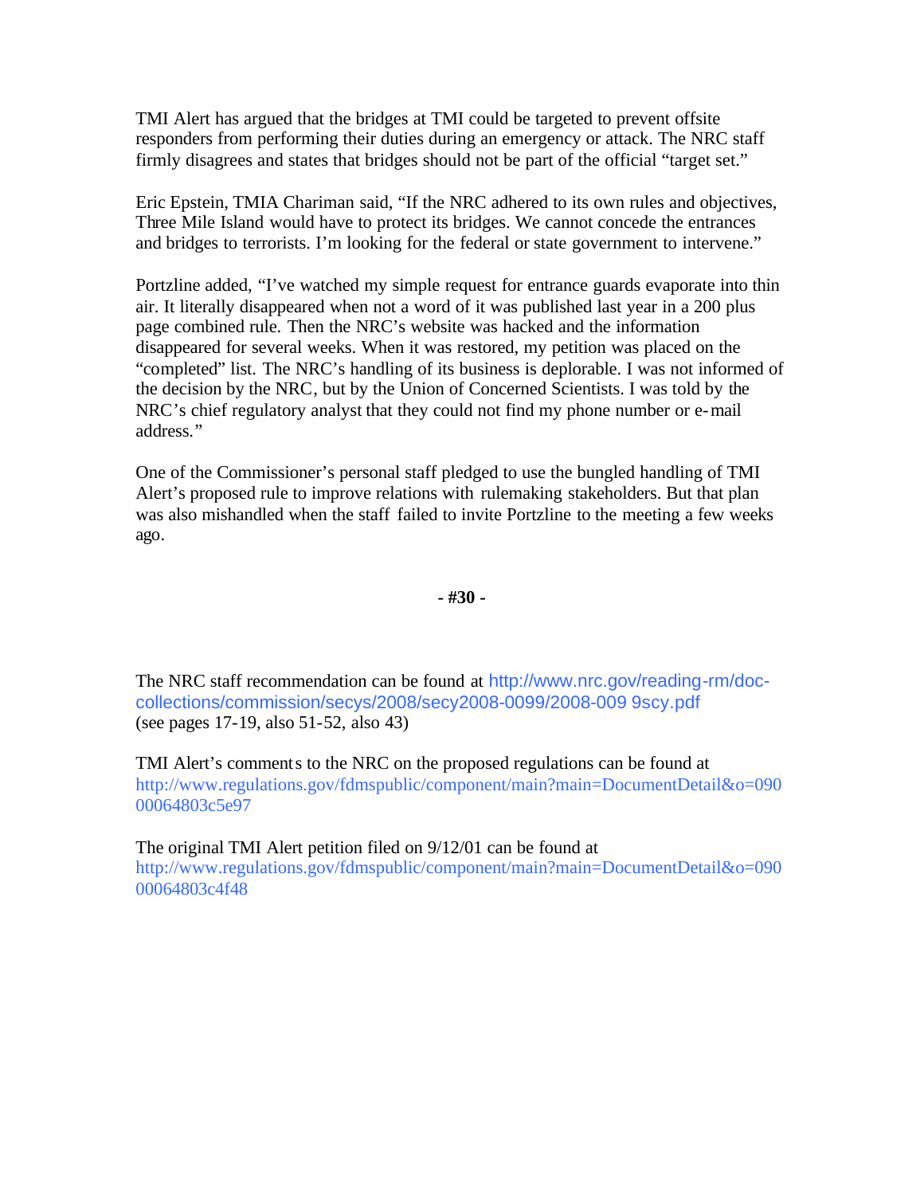TMI Alert has argued that the bridges at TMI could be targeted to prevent offsite responders from performing their duties during an emergency or attack. The NRC staff firmly disagrees and states that bridges should not be part of the official "target set."

Eric Epstein, TMIA Chariman said, "If the NRC adhered to its own rules and objectives, Three Mile Island would have to protect its bridges. We cannot concede the entrances and bridges to terrorists. I'm looking for the federal or state government to intervene."

Portzline added, "I've watched my simple request for entrance guards evaporate into thin air. It literally disappeared when not a word of it was published last year in a 200 plus page combined rule. Then the NRC's website was hacked and the information disappeared for several weeks. When it was restored, my petition was placed on the "completed" list. The NRC's handling of its business is deplorable. I was not informed of the decision by the NRC, but by the Union of Concerned Scientists. I was told by the NRC's chief regulatory analyst that they could not find my phone number or e-mail address."

One of the Commissioner's personal staff pledged to use the bungled handling of TMI Alert's proposed rule to improve relations with rulemaking stakeholders. But that plan was also mishandled when the staff failed to invite Portzline to the meeting a few weeks ago.

**- #30 -**

The NRC staff recommendation can be found at http://www.nrc.gov/reading-rm/doc-collections/commission/secys/2008/secy2008-0099/2008-009 9scy.pdf
(see pages 17-19, also 51-52, also 43)

TMI Alert's comments to the NRC on the proposed regulations can be found at http://www.regulations.gov/fdmspublic/component/main?main=DocumentDetail&o=09000064803c5e97

The original TMI Alert petition filed on 9/12/01 can be found at http://www.regulations.gov/fdmspublic/component/main?main=DocumentDetail&o=09000064803c4f48